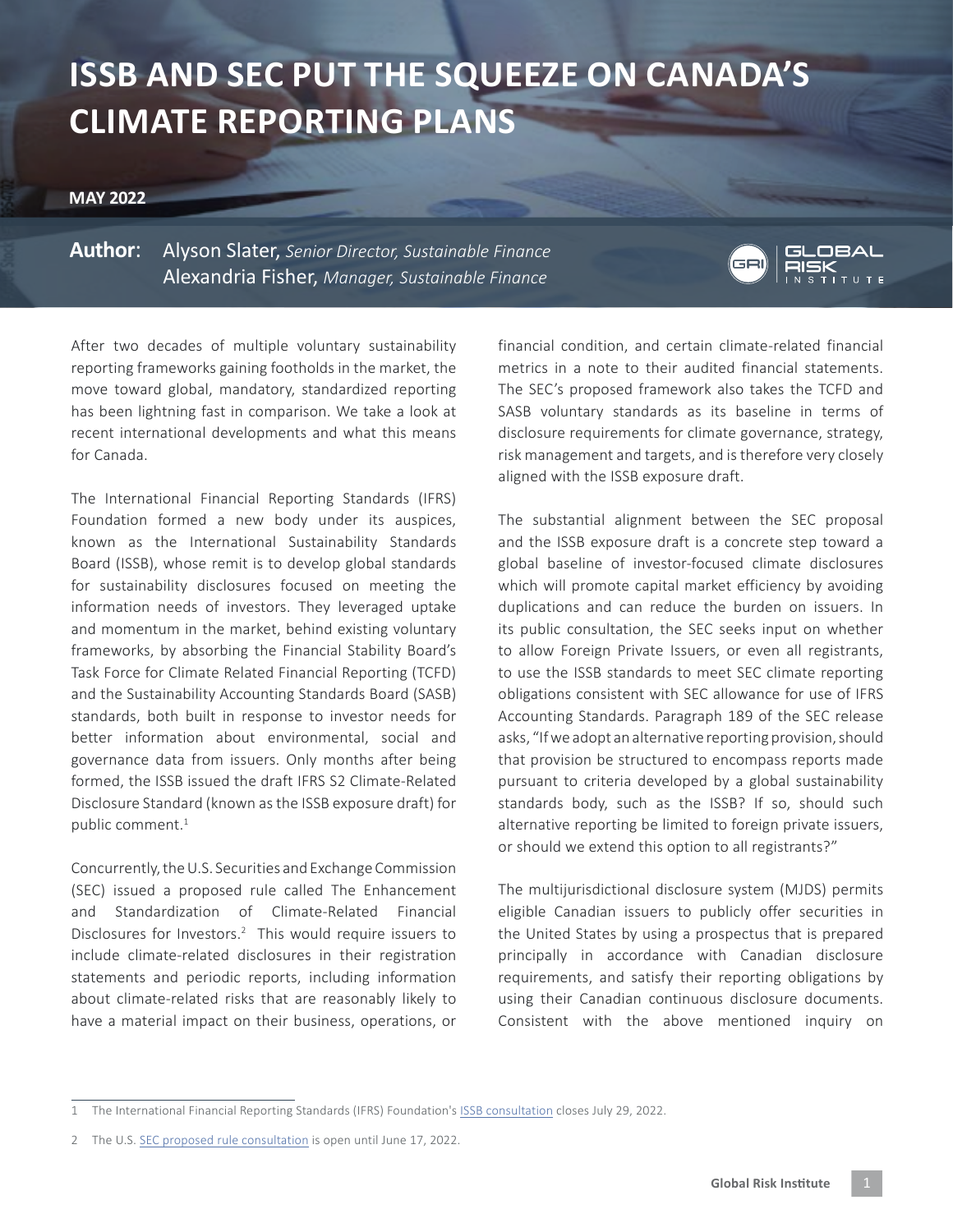# ISSB AND SEC PUT THE SQUEEZE ON CANADA'S CLIMATE REPORTING PLANS

**MAY 2022**

**Author**: Alyson Slater, *Senior Director, Sustainable Finance*
Alexandria Fisher, *Manager, Sustainable Finance*

After two decades of multiple voluntary sustainability reporting frameworks gaining footholds in the market, the move toward global, mandatory, standardized reporting has been lightning fast in comparison. We take a look at recent international developments and what this means for Canada.

The International Financial Reporting Standards (IFRS) Foundation formed a new body under its auspices, known as the International Sustainability Standards Board (ISSB), whose remit is to develop global standards for sustainability disclosures focused on meeting the information needs of investors. They leveraged uptake and momentum in the market, behind existing voluntary frameworks, by absorbing the Financial Stability Board's Task Force for Climate Related Financial Reporting (TCFD) and the Sustainability Accounting Standards Board (SASB) standards, both built in response to investor needs for better information about environmental, social and governance data from issuers. Only months after being formed, the ISSB issued the draft IFRS S2 Climate-Related Disclosure Standard (known as the ISSB exposure draft) for public comment.[1]

Concurrently, the U.S. Securities and Exchange Commission (SEC) issued a proposed rule called The Enhancement and Standardization of Climate-Related Financial Disclosures for Investors.[2] This would require issuers to include climate-related disclosures in their registration statements and periodic reports, including information about climate-related risks that are reasonably likely to have a material impact on their business, operations, or financial condition, and certain climate-related financial metrics in a note to their audited financial statements. The SEC's proposed framework also takes the TCFD and SASB voluntary standards as its baseline in terms of disclosure requirements for climate governance, strategy, risk management and targets, and is therefore very closely aligned with the ISSB exposure draft.

The substantial alignment between the SEC proposal and the ISSB exposure draft is a concrete step toward a global baseline of investor-focused climate disclosures which will promote capital market efficiency by avoiding duplications and can reduce the burden on issuers. In its public consultation, the SEC seeks input on whether to allow Foreign Private Issuers, or even all registrants, to use the ISSB standards to meet SEC climate reporting obligations consistent with SEC allowance for use of IFRS Accounting Standards. Paragraph 189 of the SEC release asks, "If we adopt an alternative reporting provision, should that provision be structured to encompass reports made pursuant to criteria developed by a global sustainability standards body, such as the ISSB? If so, should such alternative reporting be limited to foreign private issuers, or should we extend this option to all registrants?"

The multijurisdictional disclosure system (MJDS) permits eligible Canadian issuers to publicly offer securities in the United States by using a prospectus that is prepared principally in accordance with Canadian disclosure requirements, and satisfy their reporting obligations by using their Canadian continuous disclosure documents. Consistent with the above mentioned inquiry on

---

1 The International Financial Reporting Standards (IFRS) Foundation's ISSB consultation closes July 29, 2022.

2 The U.S. SEC proposed rule consultation is open until June 17, 2022.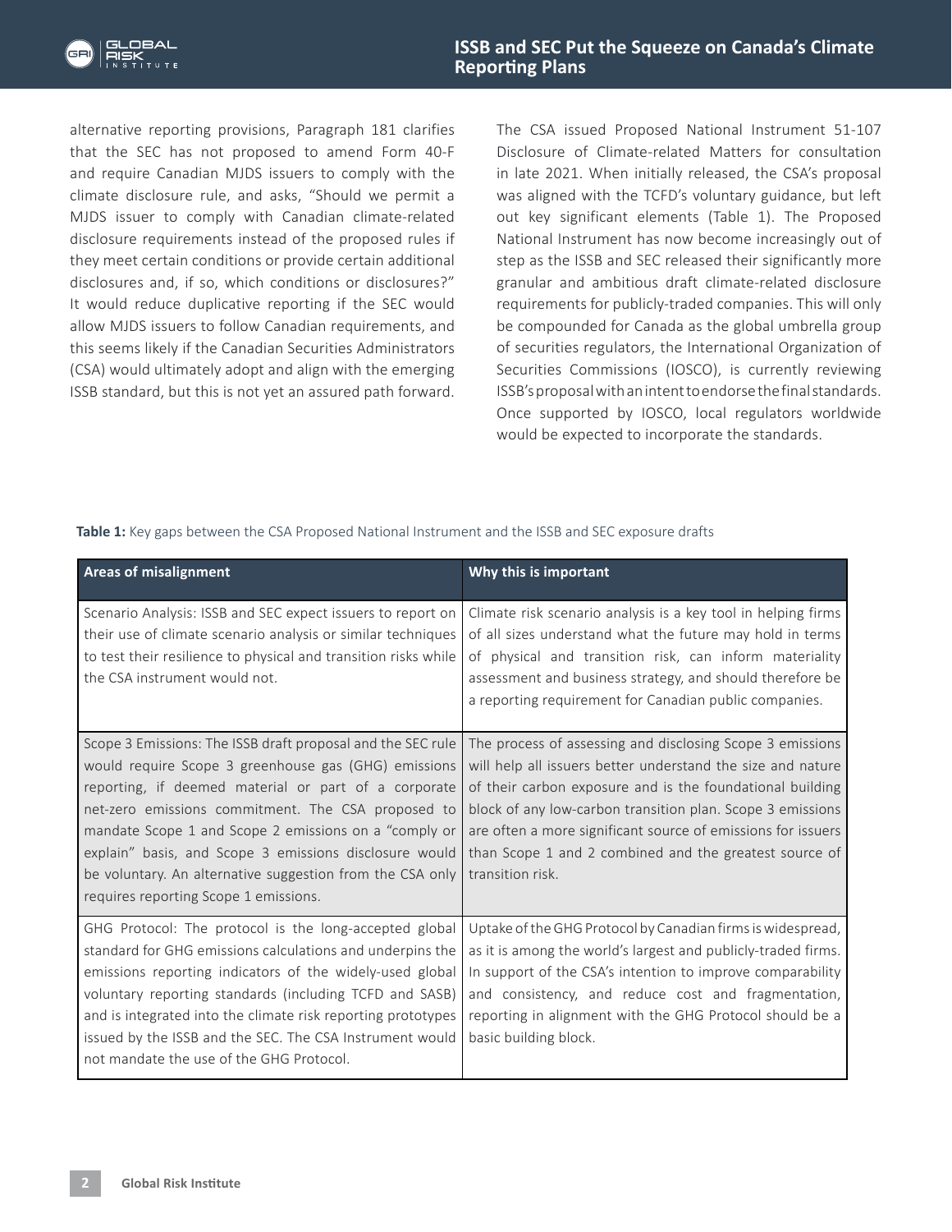alternative reporting provisions, Paragraph 181 clarifies that the SEC has not proposed to amend Form 40-F and require Canadian MJDS issuers to comply with the climate disclosure rule, and asks, "Should we permit a MJDS issuer to comply with Canadian climate-related disclosure requirements instead of the proposed rules if they meet certain conditions or provide certain additional disclosures and, if so, which conditions or disclosures?" It would reduce duplicative reporting if the SEC would allow MJDS issuers to follow Canadian requirements, and this seems likely if the Canadian Securities Administrators (CSA) would ultimately adopt and align with the emerging ISSB standard, but this is not yet an assured path forward.

The CSA issued Proposed National Instrument 51-107 Disclosure of Climate-related Matters for consultation in late 2021. When initially released, the CSA's proposal was aligned with the TCFD's voluntary guidance, but left out key significant elements (Table 1). The Proposed National Instrument has now become increasingly out of step as the ISSB and SEC released their significantly more granular and ambitious draft climate-related disclosure requirements for publicly-traded companies. This will only be compounded for Canada as the global umbrella group of securities regulators, the International Organization of Securities Commissions (IOSCO), is currently reviewing ISSB's proposal with an intent to endorse the final standards. Once supported by IOSCO, local regulators worldwide would be expected to incorporate the standards.

**Table 1:** Key gaps between the CSA Proposed National Instrument and the ISSB and SEC exposure drafts

| Areas of misalignment | Why this is important |
| --- | --- |
| Scenario Analysis: ISSB and SEC expect issuers to report on their use of climate scenario analysis or similar techniques to test their resilience to physical and transition risks while the CSA instrument would not. | Climate risk scenario analysis is a key tool in helping firms of all sizes understand what the future may hold in terms of physical and transition risk, can inform materiality assessment and business strategy, and should therefore be a reporting requirement for Canadian public companies. |
| Scope 3 Emissions: The ISSB draft proposal and the SEC rule would require Scope 3 greenhouse gas (GHG) emissions reporting, if deemed material or part of a corporate net-zero emissions commitment. The CSA proposed to mandate Scope 1 and Scope 2 emissions on a "comply or explain" basis, and Scope 3 emissions disclosure would be voluntary. An alternative suggestion from the CSA only requires reporting Scope 1 emissions. | The process of assessing and disclosing Scope 3 emissions will help all issuers better understand the size and nature of their carbon exposure and is the foundational building block of any low-carbon transition plan. Scope 3 emissions are often a more significant source of emissions for issuers than Scope 1 and 2 combined and the greatest source of transition risk. |
| GHG Protocol: The protocol is the long-accepted global standard for GHG emissions calculations and underpins the emissions reporting indicators of the widely-used global voluntary reporting standards (including TCFD and SASB) and is integrated into the climate risk reporting prototypes issued by the ISSB and the SEC. The CSA Instrument would not mandate the use of the GHG Protocol. | Uptake of the GHG Protocol by Canadian firms is widespread, as it is among the world's largest and publicly-traded firms. In support of the CSA's intention to improve comparability and consistency, and reduce cost and fragmentation, reporting in alignment with the GHG Protocol should be a basic building block. |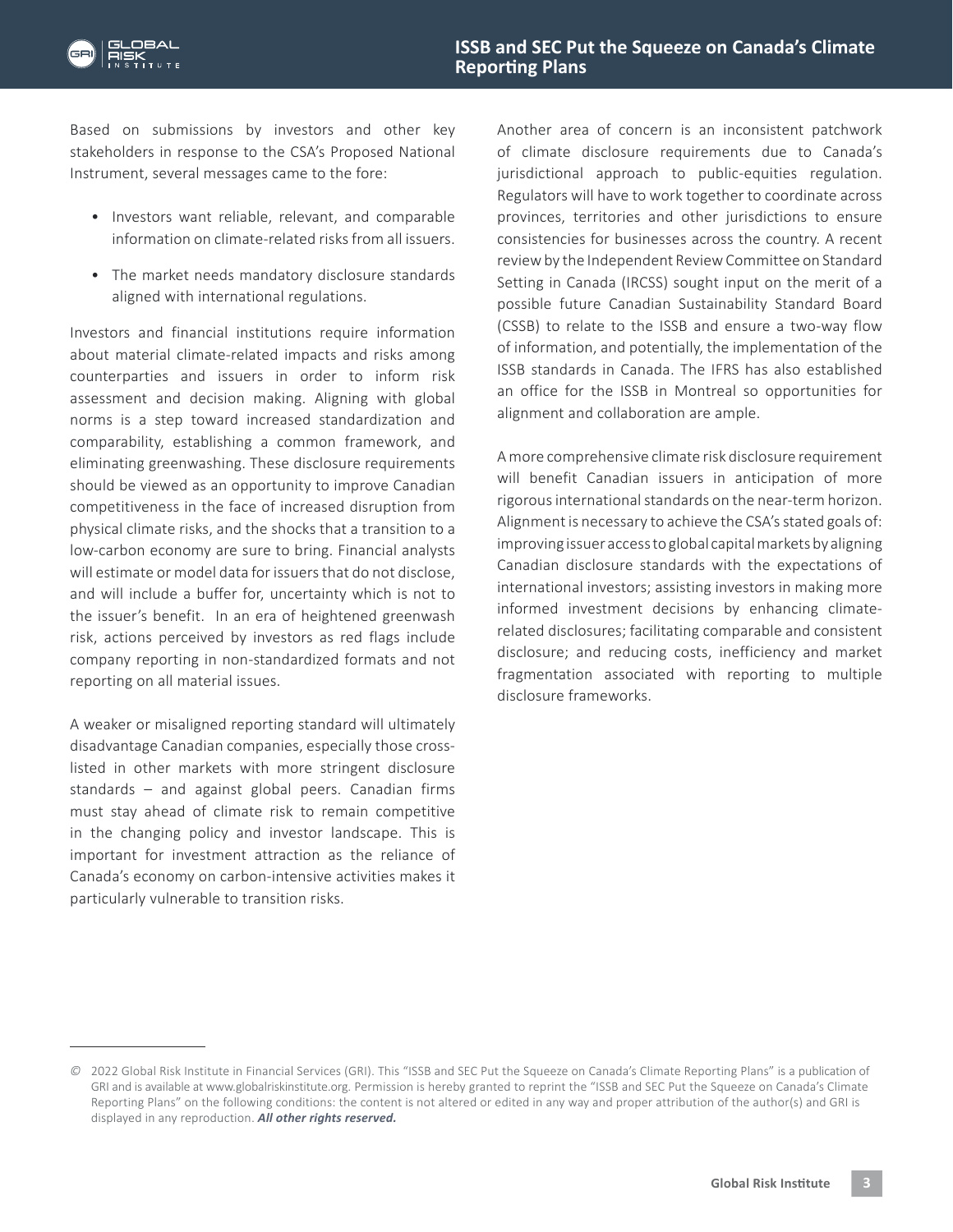Based on submissions by investors and other key stakeholders in response to the CSA's Proposed National Instrument, several messages came to the fore:

- Investors want reliable, relevant, and comparable information on climate-related risks from all issuers.
- The market needs mandatory disclosure standards aligned with international regulations.

Investors and financial institutions require information about material climate-related impacts and risks among counterparties and issuers in order to inform risk assessment and decision making. Aligning with global norms is a step toward increased standardization and comparability, establishing a common framework, and eliminating greenwashing. These disclosure requirements should be viewed as an opportunity to improve Canadian competitiveness in the face of increased disruption from physical climate risks, and the shocks that a transition to a low-carbon economy are sure to bring. Financial analysts will estimate or model data for issuers that do not disclose, and will include a buffer for, uncertainty which is not to the issuer's benefit. In an era of heightened greenwash risk, actions perceived by investors as red flags include company reporting in non-standardized formats and not reporting on all material issues.

A weaker or misaligned reporting standard will ultimately disadvantage Canadian companies, especially those cross-listed in other markets with more stringent disclosure standards – and against global peers. Canadian firms must stay ahead of climate risk to remain competitive in the changing policy and investor landscape. This is important for investment attraction as the reliance of Canada's economy on carbon-intensive activities makes it particularly vulnerable to transition risks.

Another area of concern is an inconsistent patchwork of climate disclosure requirements due to Canada's jurisdictional approach to public-equities regulation. Regulators will have to work together to coordinate across provinces, territories and other jurisdictions to ensure consistencies for businesses across the country. A recent review by the Independent Review Committee on Standard Setting in Canada (IRCSS) sought input on the merit of a possible future Canadian Sustainability Standard Board (CSSB) to relate to the ISSB and ensure a two-way flow of information, and potentially, the implementation of the ISSB standards in Canada. The IFRS has also established an office for the ISSB in Montreal so opportunities for alignment and collaboration are ample.

A more comprehensive climate risk disclosure requirement will benefit Canadian issuers in anticipation of more rigorous international standards on the near-term horizon. Alignment is necessary to achieve the CSA's stated goals of: improving issuer access to global capital markets by aligning Canadian disclosure standards with the expectations of international investors; assisting investors in making more informed investment decisions by enhancing climate-related disclosures; facilitating comparable and consistent disclosure; and reducing costs, inefficiency and market fragmentation associated with reporting to multiple disclosure frameworks.

---

© 2022 Global Risk Institute in Financial Services (GRI). This "ISSB and SEC Put the Squeeze on Canada's Climate Reporting Plans" is a publication of GRI and is available at www.globalriskinstitute.org. Permission is hereby granted to reprint the "ISSB and SEC Put the Squeeze on Canada's Climate Reporting Plans" on the following conditions: the content is not altered or edited in any way and proper attribution of the author(s) and GRI is displayed in any reproduction. ***All other rights reserved.***